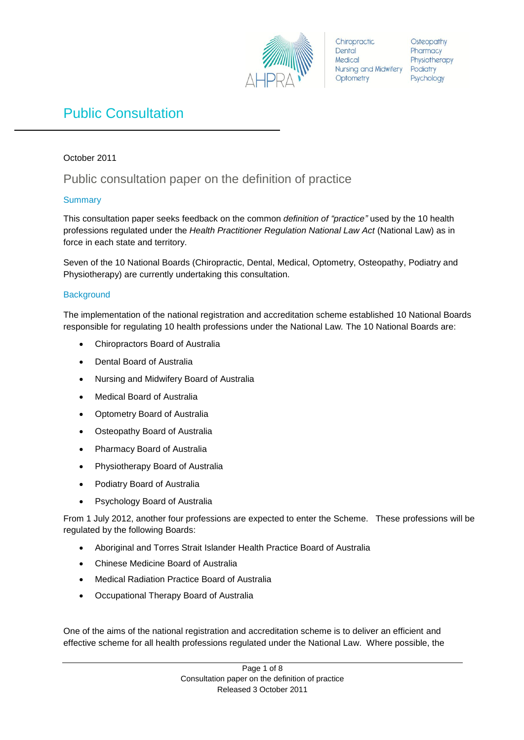Chiropractic
Dental
Medical
Nursing and Midwifery
Optometry
Osteopathy
Pharmacy
Physiotherapy
Podiatry
Psychology

# Public Consultation

October 2011

## Public consultation paper on the definition of practice

### Summary

This consultation paper seeks feedback on the common *definition of "practice"* used by the 10 health professions regulated under the *Health Practitioner Regulation National Law Act* (National Law) as in force in each state and territory.

Seven of the 10 National Boards (Chiropractic, Dental, Medical, Optometry, Osteopathy, Podiatry and Physiotherapy) are currently undertaking this consultation.

### Background

The implementation of the national registration and accreditation scheme established 10 National Boards responsible for regulating 10 health professions under the National Law. The 10 National Boards are:

- Chiropractors Board of Australia
- Dental Board of Australia
- Nursing and Midwifery Board of Australia
- Medical Board of Australia
- Optometry Board of Australia
- Osteopathy Board of Australia
- Pharmacy Board of Australia
- Physiotherapy Board of Australia
- Podiatry Board of Australia
- Psychology Board of Australia

From 1 July 2012, another four professions are expected to enter the Scheme. These professions will be regulated by the following Boards:

- Aboriginal and Torres Strait Islander Health Practice Board of Australia
- Chinese Medicine Board of Australia
- Medical Radiation Practice Board of Australia
- Occupational Therapy Board of Australia

One of the aims of the national registration and accreditation scheme is to deliver an efficient and effective scheme for all health professions regulated under the National Law. Where possible, the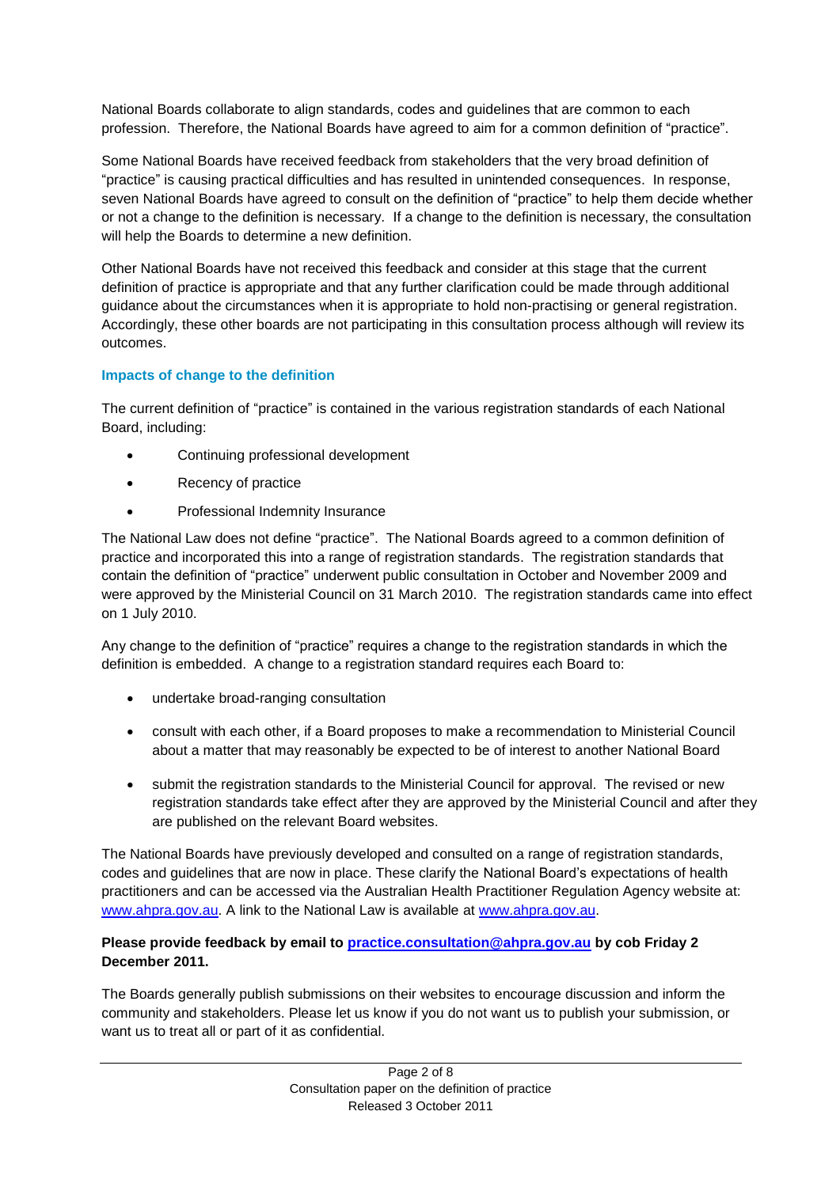National Boards collaborate to align standards, codes and guidelines that are common to each profession. Therefore, the National Boards have agreed to aim for a common definition of "practice".

Some National Boards have received feedback from stakeholders that the very broad definition of "practice" is causing practical difficulties and has resulted in unintended consequences. In response, seven National Boards have agreed to consult on the definition of "practice" to help them decide whether or not a change to the definition is necessary. If a change to the definition is necessary, the consultation will help the Boards to determine a new definition.

Other National Boards have not received this feedback and consider at this stage that the current definition of practice is appropriate and that any further clarification could be made through additional guidance about the circumstances when it is appropriate to hold non-practising or general registration. Accordingly, these other boards are not participating in this consultation process although will review its outcomes.

### Impacts of change to the definition

The current definition of "practice" is contained in the various registration standards of each National Board, including:

- Continuing professional development
- Recency of practice
- Professional Indemnity Insurance

The National Law does not define "practice". The National Boards agreed to a common definition of practice and incorporated this into a range of registration standards. The registration standards that contain the definition of "practice" underwent public consultation in October and November 2009 and were approved by the Ministerial Council on 31 March 2010. The registration standards came into effect on 1 July 2010.

Any change to the definition of "practice" requires a change to the registration standards in which the definition is embedded. A change to a registration standard requires each Board to:

- undertake broad-ranging consultation
- consult with each other, if a Board proposes to make a recommendation to Ministerial Council about a matter that may reasonably be expected to be of interest to another National Board
- submit the registration standards to the Ministerial Council for approval. The revised or new registration standards take effect after they are approved by the Ministerial Council and after they are published on the relevant Board websites.

The National Boards have previously developed and consulted on a range of registration standards, codes and guidelines that are now in place. These clarify the National Board's expectations of health practitioners and can be accessed via the Australian Health Practitioner Regulation Agency website at: [www.ahpra.gov.au](http://www.ahpra.gov.au). A link to the National Law is available at [www.ahpra.gov.au](http://www.ahpra.gov.au).

**Please provide feedback by email to [practice.consultation@ahpra.gov.au](mailto:practice.consultation@ahpra.gov.au) by cob Friday 2 December 2011.**

The Boards generally publish submissions on their websites to encourage discussion and inform the community and stakeholders. Please let us know if you do not want us to publish your submission, or want us to treat all or part of it as confidential.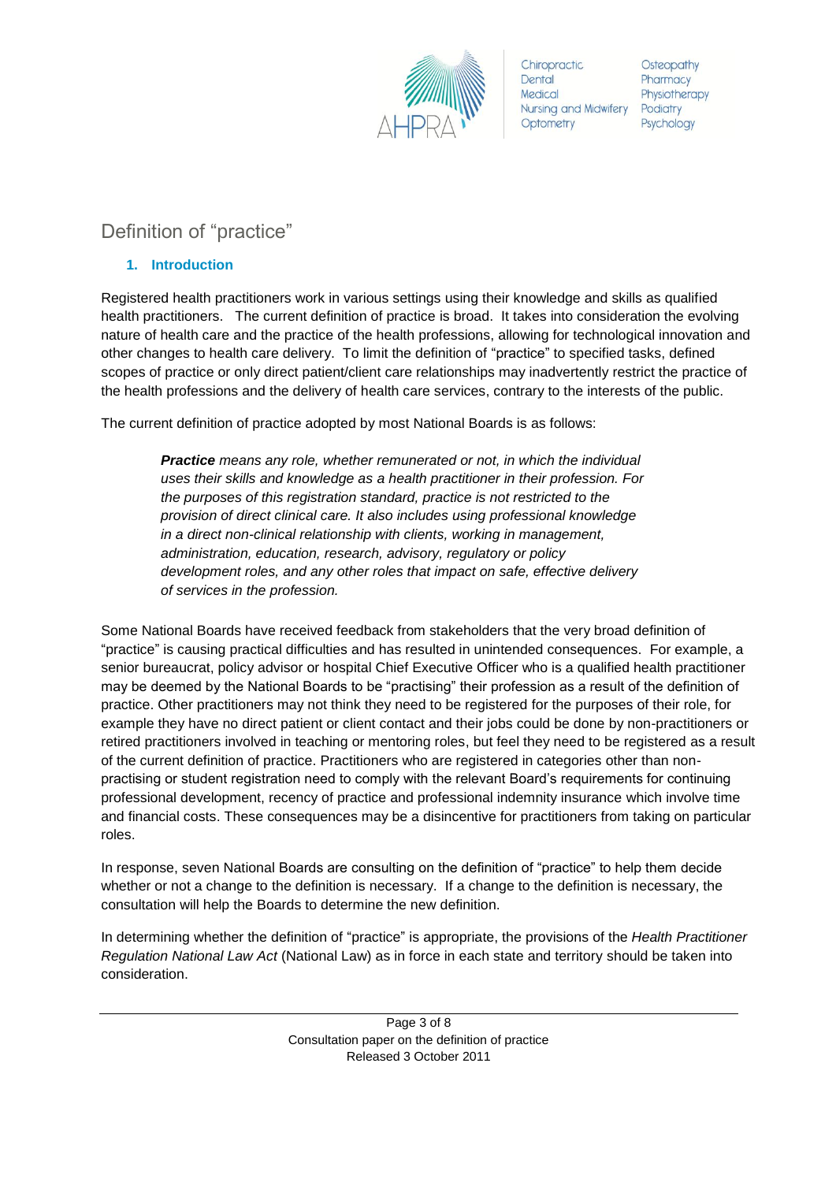# Definition of "practice"

## 1. Introduction

Registered health practitioners work in various settings using their knowledge and skills as qualified health practitioners. The current definition of practice is broad. It takes into consideration the evolving nature of health care and the practice of the health professions, allowing for technological innovation and other changes to health care delivery. To limit the definition of "practice" to specified tasks, defined scopes of practice or only direct patient/client care relationships may inadvertently restrict the practice of the health professions and the delivery of health care services, contrary to the interests of the public.

The current definition of practice adopted by most National Boards is as follows:

> ***Practice*** *means any role, whether remunerated or not, in which the individual uses their skills and knowledge as a health practitioner in their profession. For the purposes of this registration standard, practice is not restricted to the provision of direct clinical care. It also includes using professional knowledge in a direct non-clinical relationship with clients, working in management, administration, education, research, advisory, regulatory or policy development roles, and any other roles that impact on safe, effective delivery of services in the profession.*

Some National Boards have received feedback from stakeholders that the very broad definition of "practice" is causing practical difficulties and has resulted in unintended consequences. For example, a senior bureaucrat, policy advisor or hospital Chief Executive Officer who is a qualified health practitioner may be deemed by the National Boards to be "practising" their profession as a result of the definition of practice. Other practitioners may not think they need to be registered for the purposes of their role, for example they have no direct patient or client contact and their jobs could be done by non-practitioners or retired practitioners involved in teaching or mentoring roles, but feel they need to be registered as a result of the current definition of practice. Practitioners who are registered in categories other than non-practising or student registration need to comply with the relevant Board's requirements for continuing professional development, recency of practice and professional indemnity insurance which involve time and financial costs. These consequences may be a disincentive for practitioners from taking on particular roles.

In response, seven National Boards are consulting on the definition of "practice" to help them decide whether or not a change to the definition is necessary. If a change to the definition is necessary, the consultation will help the Boards to determine the new definition.

In determining whether the definition of "practice" is appropriate, the provisions of the *Health Practitioner Regulation National Law Act* (National Law) as in force in each state and territory should be taken into consideration.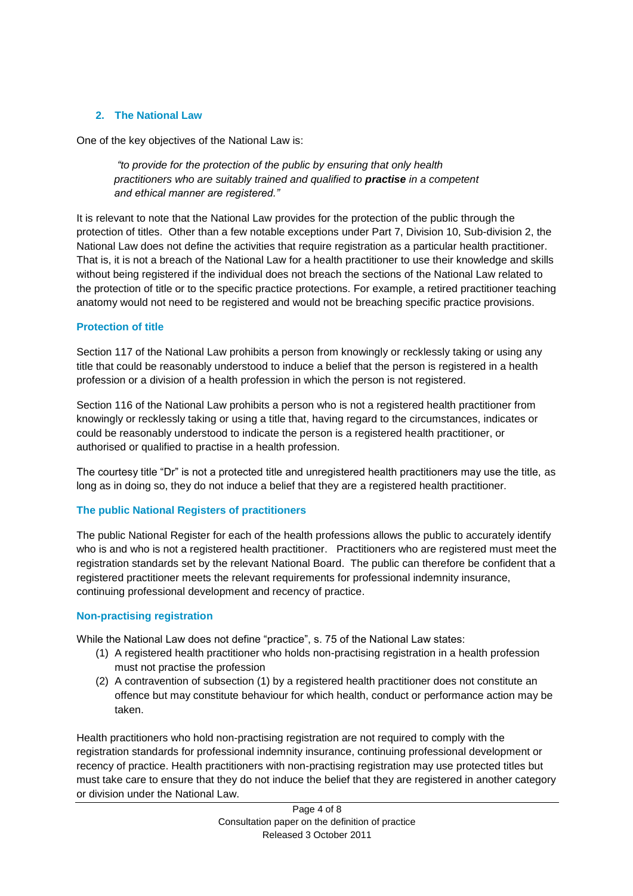## 2. The National Law

One of the key objectives of the National Law is:

> *"to provide for the protection of the public by ensuring that only health practitioners who are suitably trained and qualified to* ***practise*** *in a competent and ethical manner are registered."*

It is relevant to note that the National Law provides for the protection of the public through the protection of titles. Other than a few notable exceptions under Part 7, Division 10, Sub-division 2, the National Law does not define the activities that require registration as a particular health practitioner. That is, it is not a breach of the National Law for a health practitioner to use their knowledge and skills without being registered if the individual does not breach the sections of the National Law related to the protection of title or to the specific practice protections. For example, a retired practitioner teaching anatomy would not need to be registered and would not be breaching specific practice provisions.

### Protection of title

Section 117 of the National Law prohibits a person from knowingly or recklessly taking or using any title that could be reasonably understood to induce a belief that the person is registered in a health profession or a division of a health profession in which the person is not registered.

Section 116 of the National Law prohibits a person who is not a registered health practitioner from knowingly or recklessly taking or using a title that, having regard to the circumstances, indicates or could be reasonably understood to indicate the person is a registered health practitioner, or authorised or qualified to practise in a health profession.

The courtesy title "Dr" is not a protected title and unregistered health practitioners may use the title, as long as in doing so, they do not induce a belief that they are a registered health practitioner.

### The public National Registers of practitioners

The public National Register for each of the health professions allows the public to accurately identify who is and who is not a registered health practitioner. Practitioners who are registered must meet the registration standards set by the relevant National Board. The public can therefore be confident that a registered practitioner meets the relevant requirements for professional indemnity insurance, continuing professional development and recency of practice.

### Non-practising registration

While the National Law does not define "practice", s. 75 of the National Law states:

1. A registered health practitioner who holds non-practising registration in a health profession must not practise the profession
2. A contravention of subsection (1) by a registered health practitioner does not constitute an offence but may constitute behaviour for which health, conduct or performance action may be taken.

Health practitioners who hold non-practising registration are not required to comply with the registration standards for professional indemnity insurance, continuing professional development or recency of practice. Health practitioners with non-practising registration may use protected titles but must take care to ensure that they do not induce the belief that they are registered in another category or division under the National Law.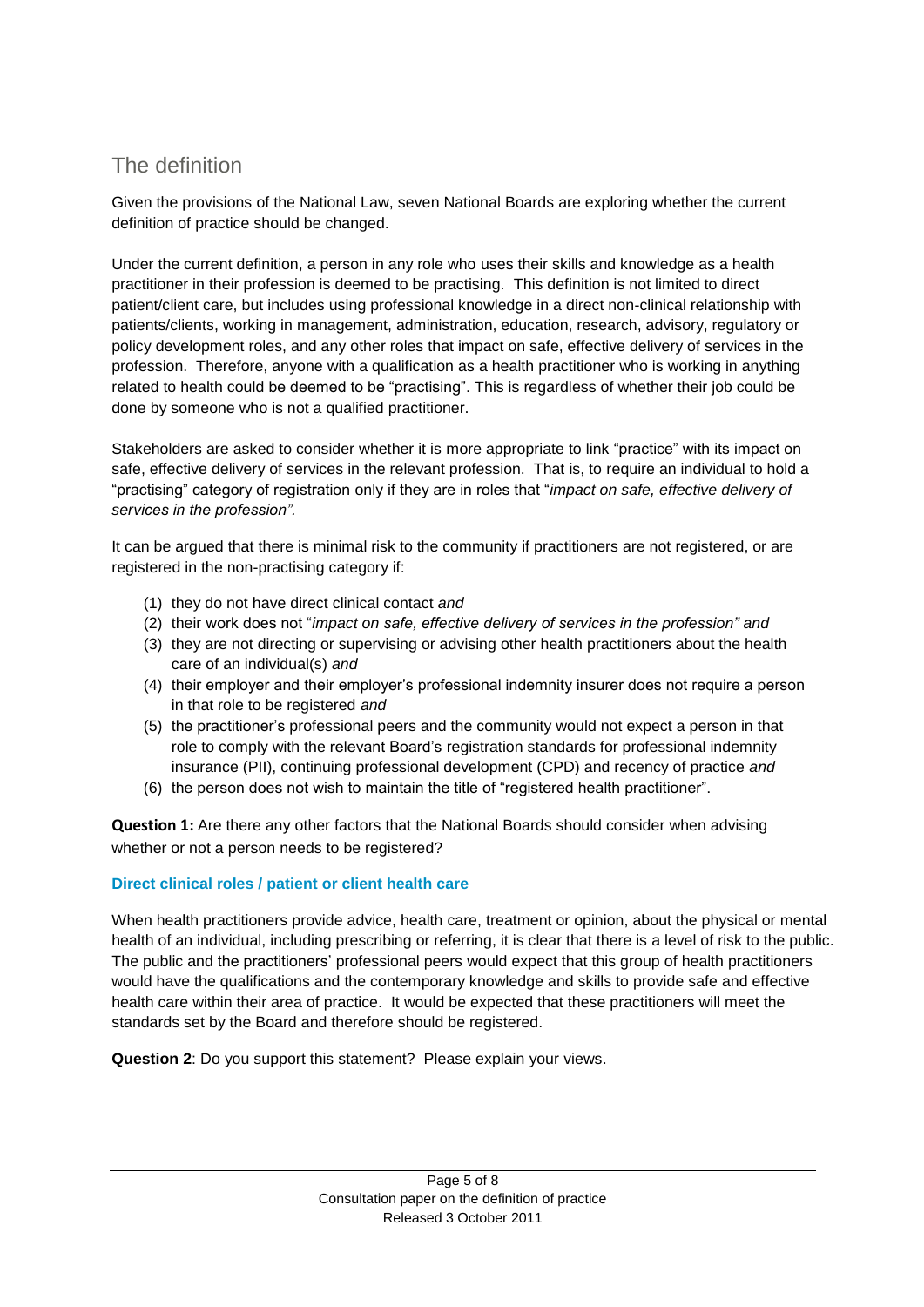## The definition

Given the provisions of the National Law, seven National Boards are exploring whether the current definition of practice should be changed.

Under the current definition, a person in any role who uses their skills and knowledge as a health practitioner in their profession is deemed to be practising. This definition is not limited to direct patient/client care, but includes using professional knowledge in a direct non-clinical relationship with patients/clients, working in management, administration, education, research, advisory, regulatory or policy development roles, and any other roles that impact on safe, effective delivery of services in the profession. Therefore, anyone with a qualification as a health practitioner who is working in anything related to health could be deemed to be "practising". This is regardless of whether their job could be done by someone who is not a qualified practitioner.

Stakeholders are asked to consider whether it is more appropriate to link "practice" with its impact on safe, effective delivery of services in the relevant profession. That is, to require an individual to hold a "practising" category of registration only if they are in roles that "*impact on safe, effective delivery of services in the profession"*.

It can be argued that there is minimal risk to the community if practitioners are not registered, or are registered in the non-practising category if:

(1) they do not have direct clinical contact *and*
(2) their work does not "*impact on safe, effective delivery of services in the profession" and*
(3) they are not directing or supervising or advising other health practitioners about the health care of an individual(s) *and*
(4) their employer and their employer's professional indemnity insurer does not require a person in that role to be registered *and*
(5) the practitioner's professional peers and the community would not expect a person in that role to comply with the relevant Board's registration standards for professional indemnity insurance (PII), continuing professional development (CPD) and recency of practice *and*
(6) the person does not wish to maintain the title of "registered health practitioner".

**Question 1:** Are there any other factors that the National Boards should consider when advising whether or not a person needs to be registered?

### Direct clinical roles / patient or client health care

When health practitioners provide advice, health care, treatment or opinion, about the physical or mental health of an individual, including prescribing or referring, it is clear that there is a level of risk to the public. The public and the practitioners' professional peers would expect that this group of health practitioners would have the qualifications and the contemporary knowledge and skills to provide safe and effective health care within their area of practice. It would be expected that these practitioners will meet the standards set by the Board and therefore should be registered.

**Question 2**: Do you support this statement? Please explain your views.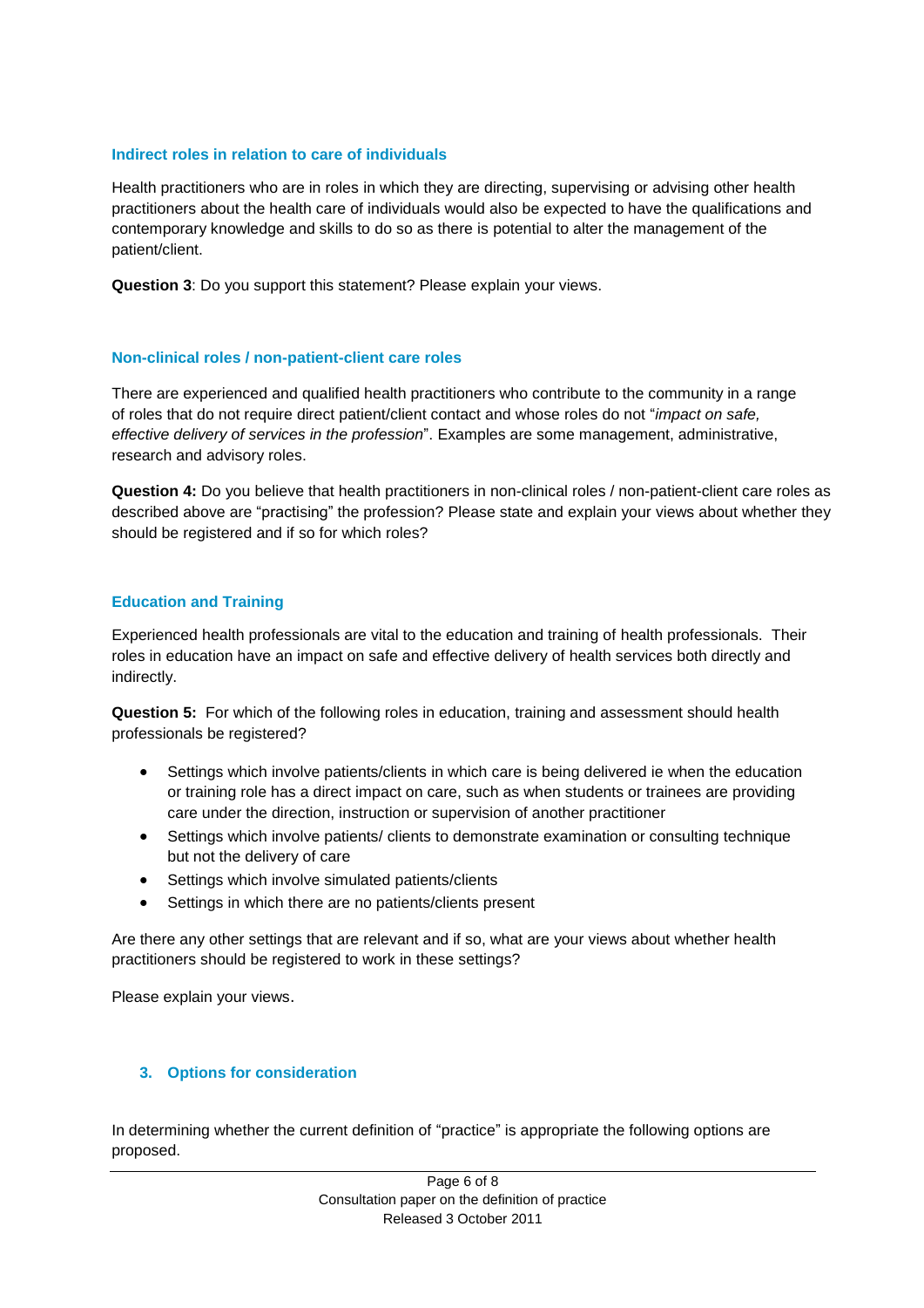### Indirect roles in relation to care of individuals

Health practitioners who are in roles in which they are directing, supervising or advising other health practitioners about the health care of individuals would also be expected to have the qualifications and contemporary knowledge and skills to do so as there is potential to alter the management of the patient/client.

**Question 3**: Do you support this statement? Please explain your views.

### Non-clinical roles / non-patient-client care roles

There are experienced and qualified health practitioners who contribute to the community in a range of roles that do not require direct patient/client contact and whose roles do not "*impact on safe, effective delivery of services in the profession*". Examples are some management, administrative, research and advisory roles.

**Question 4:** Do you believe that health practitioners in non-clinical roles / non-patient-client care roles as described above are "practising" the profession? Please state and explain your views about whether they should be registered and if so for which roles?

### Education and Training

Experienced health professionals are vital to the education and training of health professionals. Their roles in education have an impact on safe and effective delivery of health services both directly and indirectly.

**Question 5:** For which of the following roles in education, training and assessment should health professionals be registered?

- Settings which involve patients/clients in which care is being delivered ie when the education or training role has a direct impact on care, such as when students or trainees are providing care under the direction, instruction or supervision of another practitioner
- Settings which involve patients/ clients to demonstrate examination or consulting technique but not the delivery of care
- Settings which involve simulated patients/clients
- Settings in which there are no patients/clients present

Are there any other settings that are relevant and if so, what are your views about whether health practitioners should be registered to work in these settings?

Please explain your views.

## 3. Options for consideration

In determining whether the current definition of "practice" is appropriate the following options are proposed.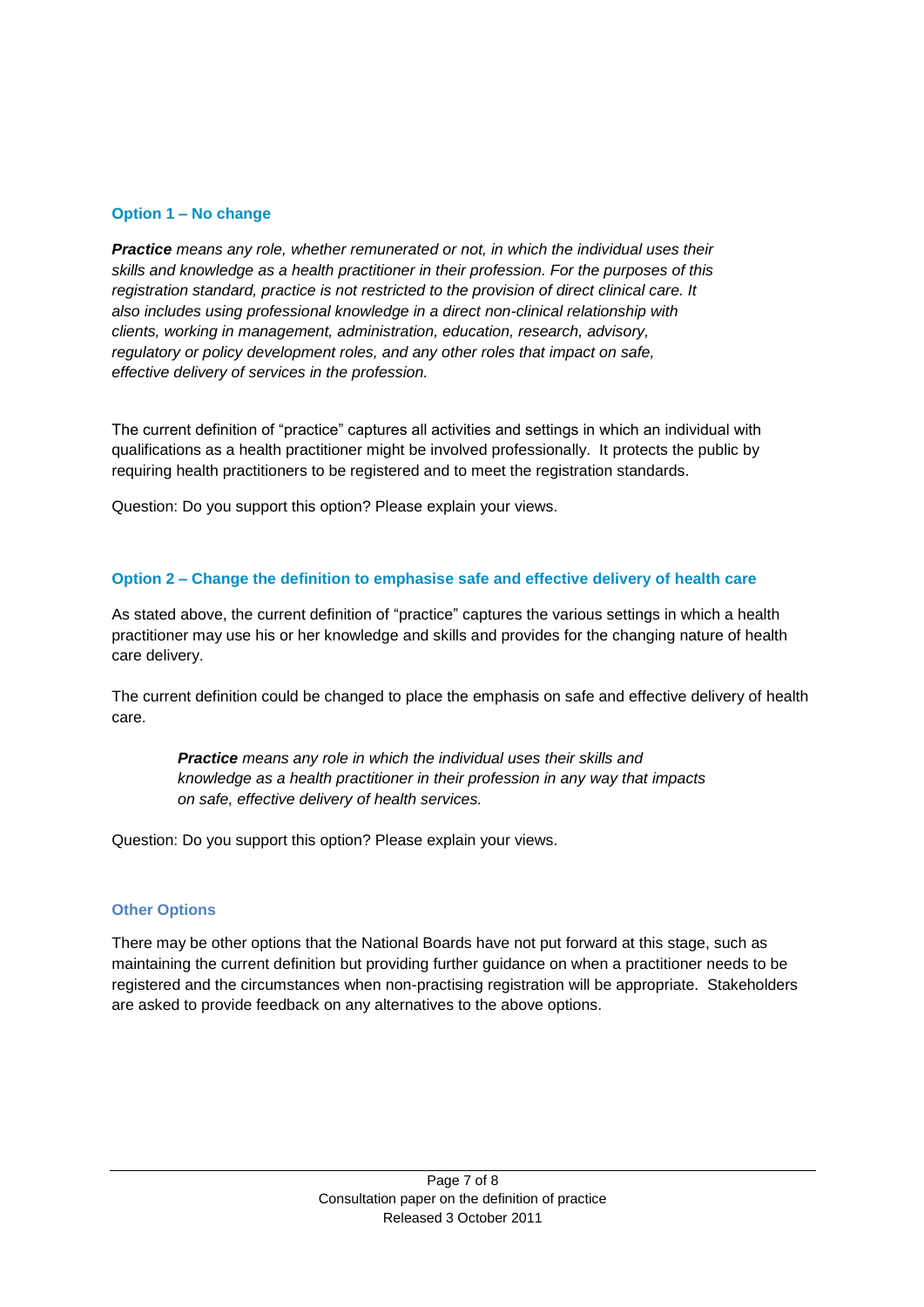### Option 1 – No change

***Practice*** *means any role, whether remunerated or not, in which the individual uses their skills and knowledge as a health practitioner in their profession. For the purposes of this registration standard, practice is not restricted to the provision of direct clinical care. It also includes using professional knowledge in a direct non-clinical relationship with clients, working in management, administration, education, research, advisory, regulatory or policy development roles, and any other roles that impact on safe, effective delivery of services in the profession.*

The current definition of "practice" captures all activities and settings in which an individual with qualifications as a health practitioner might be involved professionally. It protects the public by requiring health practitioners to be registered and to meet the registration standards.

Question: Do you support this option? Please explain your views.

### Option 2 – Change the definition to emphasise safe and effective delivery of health care

As stated above, the current definition of "practice" captures the various settings in which a health practitioner may use his or her knowledge and skills and provides for the changing nature of health care delivery.

The current definition could be changed to place the emphasis on safe and effective delivery of health care.

> ***Practice*** *means any role in which the individual uses their skills and knowledge as a health practitioner in their profession in any way that impacts on safe, effective delivery of health services.*

Question: Do you support this option? Please explain your views.

### Other Options

There may be other options that the National Boards have not put forward at this stage, such as maintaining the current definition but providing further guidance on when a practitioner needs to be registered and the circumstances when non-practising registration will be appropriate. Stakeholders are asked to provide feedback on any alternatives to the above options.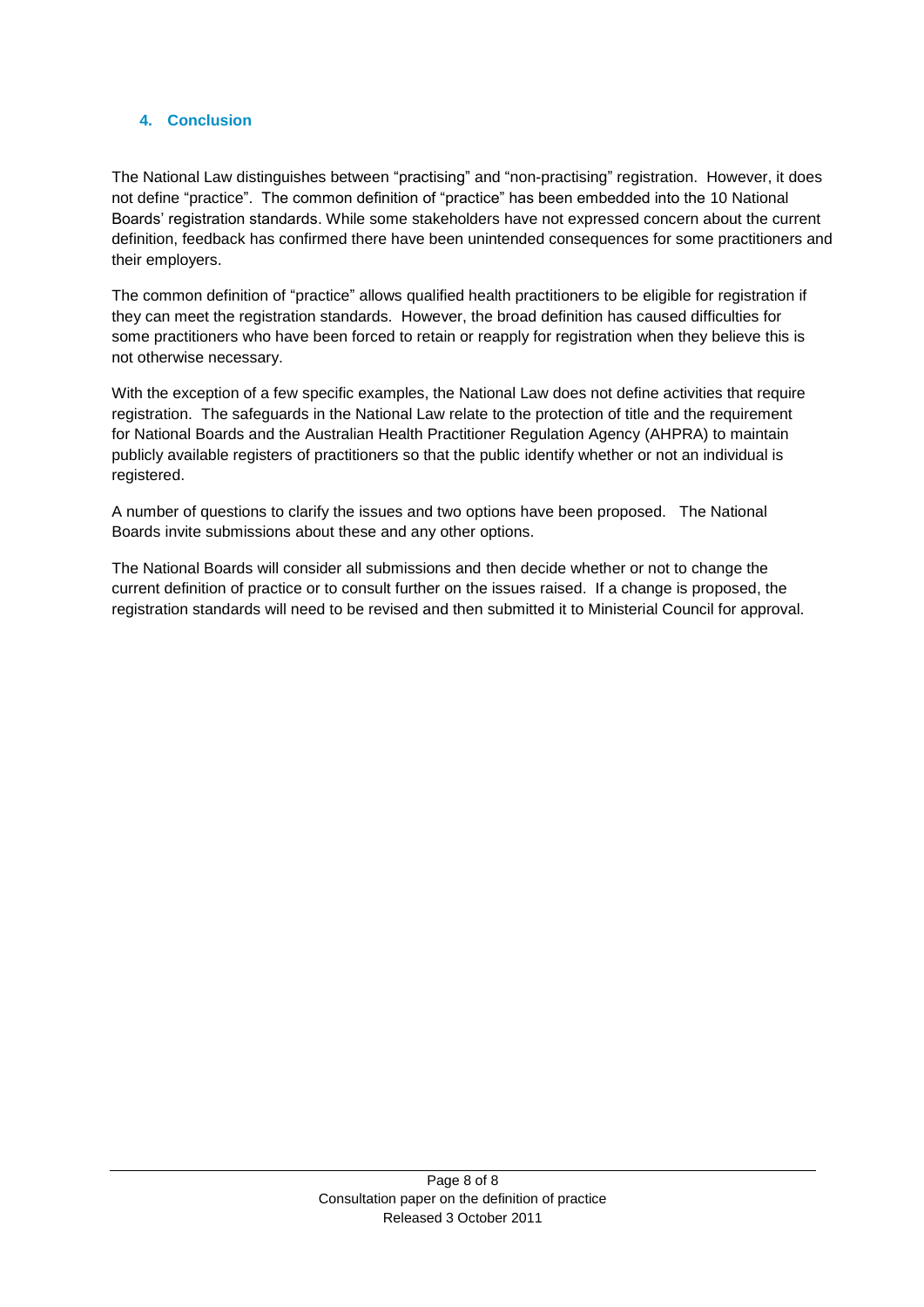## 4. Conclusion

The National Law distinguishes between "practising" and "non-practising" registration. However, it does not define "practice". The common definition of "practice" has been embedded into the 10 National Boards' registration standards. While some stakeholders have not expressed concern about the current definition, feedback has confirmed there have been unintended consequences for some practitioners and their employers.

The common definition of "practice" allows qualified health practitioners to be eligible for registration if they can meet the registration standards. However, the broad definition has caused difficulties for some practitioners who have been forced to retain or reapply for registration when they believe this is not otherwise necessary.

With the exception of a few specific examples, the National Law does not define activities that require registration. The safeguards in the National Law relate to the protection of title and the requirement for National Boards and the Australian Health Practitioner Regulation Agency (AHPRA) to maintain publicly available registers of practitioners so that the public identify whether or not an individual is registered.

A number of questions to clarify the issues and two options have been proposed. The National Boards invite submissions about these and any other options.

The National Boards will consider all submissions and then decide whether or not to change the current definition of practice or to consult further on the issues raised. If a change is proposed, the registration standards will need to be revised and then submitted it to Ministerial Council for approval.